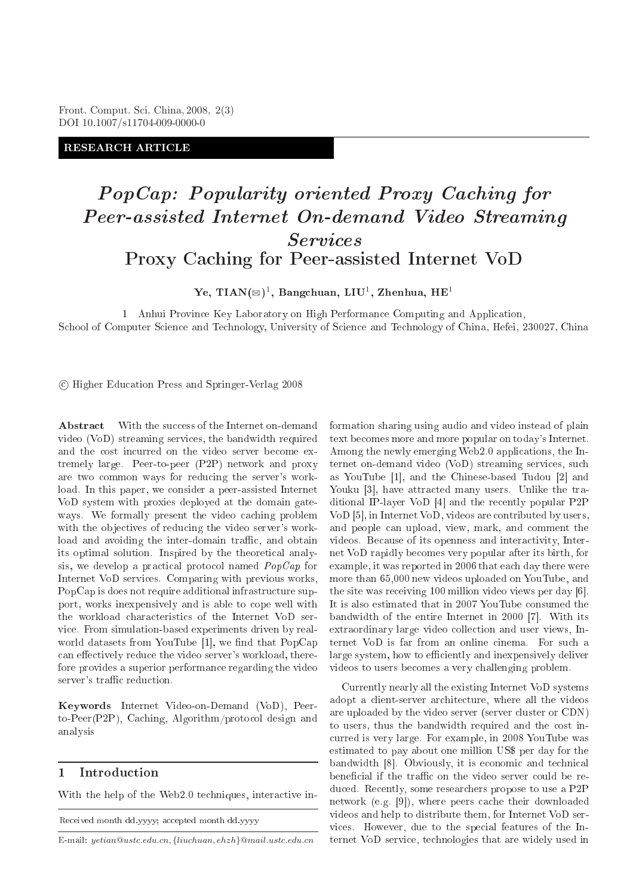Front. Comput. Sci. China, 2008, 2(3)
DOI 10.1007/s11704-009-0000-0

**RESEARCH ARTICLE**

# *PopCap: Popularity oriented Proxy Caching for Peer-assisted Internet On-demand Video Streaming Services*

## Proxy Caching for Peer-assisted Internet VoD

**Ye, TIAN(✉)[1], Bangchuan, LIU[1], Zhenhua, HE[1]**

1 Anhui Province Key Laboratory on High Performance Computing and Application, School of Computer Science and Technology, University of Science and Technology of China, Hefei, 230027, China

© Higher Education Press and Springer-Verlag 2008

**Abstract** With the success of the Internet on-demand video (VoD) streaming services, the bandwidth required and the cost incurred on the video server become extremely large. Peer-to-peer (P2P) network and proxy are two common ways for reducing the server's workload. In this paper, we consider a peer-assisted Internet VoD system with proxies deployed at the domain gateways. We formally present the video caching problem with the objectives of reducing the video server's workload and avoiding the inter-domain traffic, and obtain its optimal solution. Inspired by the theoretical analysis, we develop a practical protocol named *PopCap* for Internet VoD services. Comparing with previous works, PopCap is does not require additional infrastructure support, works inexpensively and is able to cope well with the workload characteristics of the Internet VoD service. From simulation-based experiments driven by real-world datasets from YouTube [1], we find that PopCap can effectively reduce the video server's workload, therefore provides a superior performance regarding the video server's traffic reduction.

**Keywords** Internet Video-on-Demand (VoD), Peer-to-Peer(P2P), Caching, Algorithm/protocol design and analysis

## 1 Introduction

With the help of the Web2.0 techniques, interactive information sharing using audio and video instead of plain text becomes more and more popular on today's Internet. Among the newly emerging Web2.0 applications, the Internet on-demand video (VoD) streaming services, such as YouTube [1], and the Chinese-based Tudou [2] and Youku [3], have attracted many users. Unlike the traditional IP-layer VoD [4] and the recently popular P2P VoD [5], in Internet VoD, videos are contributed by users, and people can upload, view, mark, and comment the videos. Because of its openness and interactivity, Internet VoD rapidly becomes very popular after its birth, for example, it was reported in 2006 that each day there were more than 65,000 new videos uploaded on YouTube, and the site was receiving 100 million video views per day [6]. It is also estimated that in 2007 YouTube consumed the bandwidth of the entire Internet in 2000 [7]. With its extraordinary large video collection and user views, Internet VoD is far from an online cinema. For such a large system, how to efficiently and inexpensively deliver videos to users becomes a very challenging problem.

Currently nearly all the existing Internet VoD systems adopt a client-server architecture, where all the videos are uploaded by the video server (server cluster or CDN) to users, thus the bandwidth required and the cost incurred is very large. For example, in 2008 YouTube was estimated to pay about one million US$ per day for the bandwidth [8]. Obviously, it is economic and technical beneficial if the traffic on the video server could be reduced. Recently, some researchers propose to use a P2P network (e.g. [9]), where peers cache their downloaded videos and help to distribute them, for Internet VoD services. However, due to the special features of the Internet VoD service, technologies that are widely used in

Received month dd.yyyy; accepted month dd.yyyy

E-mail: *yetian@ustc.edu.cn*, {*liuchuan, ehzh*}*@mail.ustc.edu.cn*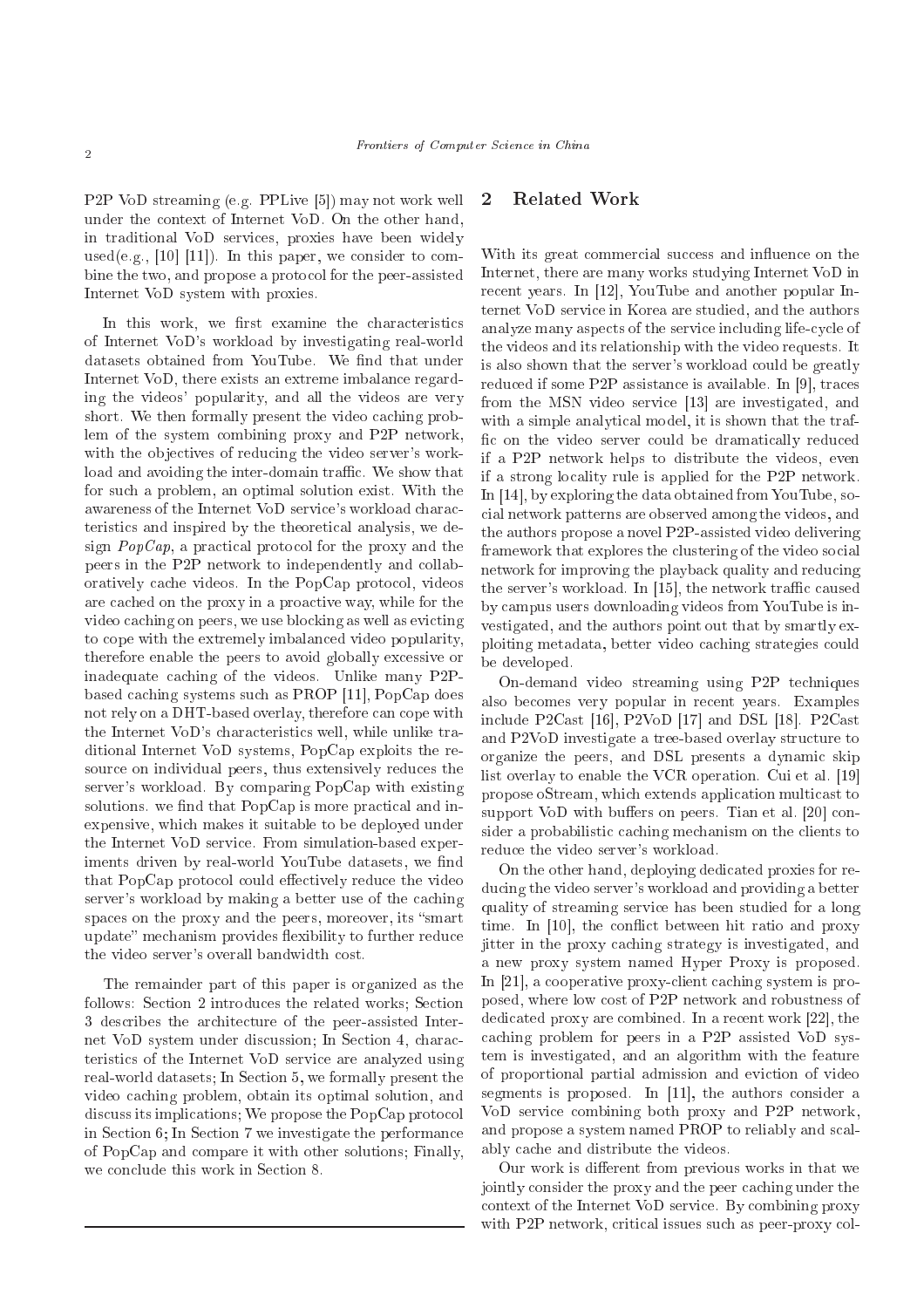P2P VoD streaming (e.g. PPLive [5]) may not work well under the context of Internet VoD. On the other hand, in traditional VoD services, proxies have been widely used(e.g., [10] [11]). In this paper, we consider to combine the two, and propose a protocol for the peer-assisted Internet VoD system with proxies.

In this work, we first examine the characteristics of Internet VoD's workload by investigating real-world datasets obtained from YouTube. We find that under Internet VoD, there exists an extreme imbalance regarding the videos' popularity, and all the videos are very short. We then formally present the video caching problem of the system combining proxy and P2P network, with the objectives of reducing the video server's workload and avoiding the inter-domain traffic. We show that for such a problem, an optimal solution exist. With the awareness of the Internet VoD service's workload characteristics and inspired by the theoretical analysis, we design *PopCap*, a practical protocol for the proxy and the peers in the P2P network to independently and collaboratively cache videos. In the PopCap protocol, videos are cached on the proxy in a proactive way, while for the video caching on peers, we use blocking as well as evicting to cope with the extremely imbalanced video popularity, therefore enable the peers to avoid globally excessive or inadequate caching of the videos. Unlike many P2P-based caching systems such as PROP [11], PopCap does not rely on a DHT-based overlay, therefore can cope with the Internet VoD's characteristics well, while unlike traditional Internet VoD systems, PopCap exploits the resource on individual peers, thus extensively reduces the server's workload. By comparing PopCap with existing solutions. we find that PopCap is more practical and inexpensive, which makes it suitable to be deployed under the Internet VoD service. From simulation-based experiments driven by real-world YouTube datasets, we find that PopCap protocol could effectively reduce the video server's workload by making a better use of the caching spaces on the proxy and the peers, moreover, its "smart update" mechanism provides flexibility to further reduce the video server's overall bandwidth cost.

The remainder part of this paper is organized as the follows: Section 2 introduces the related works; Section 3 describes the architecture of the peer-assisted Internet VoD system under discussion; In Section 4, characteristics of the Internet VoD service are analyzed using real-world datasets; In Section 5, we formally present the video caching problem, obtain its optimal solution, and discuss its implications; We propose the PopCap protocol in Section 6; In Section 7 we investigate the performance of PopCap and compare it with other solutions; Finally, we conclude this work in Section 8.

## 2 Related Work

With its great commercial success and influence on the Internet, there are many works studying Internet VoD in recent years. In [12], YouTube and another popular Internet VoD service in Korea are studied, and the authors analyze many aspects of the service including life-cycle of the videos and its relationship with the video requests. It is also shown that the server's workload could be greatly reduced if some P2P assistance is available. In [9], traces from the MSN video service [13] are investigated, and with a simple analytical model, it is shown that the traffic on the video server could be dramatically reduced if a P2P network helps to distribute the videos, even if a strong locality rule is applied for the P2P network. In [14], by exploring the data obtained from YouTube, social network patterns are observed among the videos, and the authors propose a novel P2P-assisted video delivering framework that explores the clustering of the video social network for improving the playback quality and reducing the server's workload. In [15], the network traffic caused by campus users downloading videos from YouTube is investigated, and the authors point out that by smartly exploiting metadata, better video caching strategies could be developed.

On-demand video streaming using P2P techniques also becomes very popular in recent years. Examples include P2Cast [16], P2VoD [17] and DSL [18]. P2Cast and P2VoD investigate a tree-based overlay structure to organize the peers, and DSL presents a dynamic skip list overlay to enable the VCR operation. Cui et al. [19] propose oStream, which extends application multicast to support VoD with buffers on peers. Tian et al. [20] consider a probabilistic caching mechanism on the clients to reduce the video server's workload.

On the other hand, deploying dedicated proxies for reducing the video server's workload and providing a better quality of streaming service has been studied for a long time. In [10], the conflict between hit ratio and proxy jitter in the proxy caching strategy is investigated, and a new proxy system named Hyper Proxy is proposed. In [21], a cooperative proxy-client caching system is proposed, where low cost of P2P network and robustness of dedicated proxy are combined. In a recent work [22], the caching problem for peers in a P2P assisted VoD system is investigated, and an algorithm with the feature of proportional partial admission and eviction of video segments is proposed. In [11], the authors consider a VoD service combining both proxy and P2P network, and propose a system named PROP to reliably and scalably cache and distribute the videos.

Our work is different from previous works in that we jointly consider the proxy and the peer caching under the context of the Internet VoD service. By combining proxy with P2P network, critical issues such as peer-proxy col-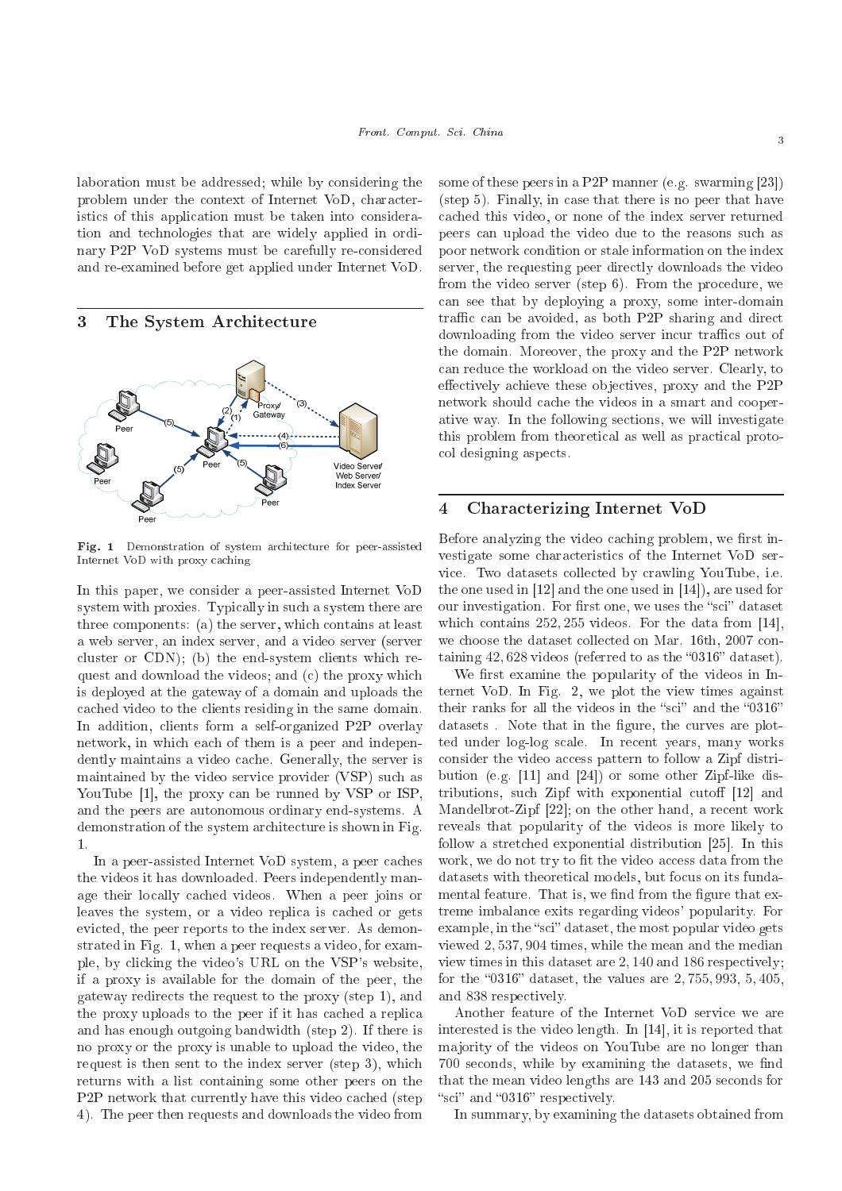laboration must be addressed; while by considering the problem under the context of Internet VoD, characteristics of this application must be taken into consideration and technologies that are widely applied in ordinary P2P VoD systems must be carefully re-considered and re-examined before get applied under Internet VoD.

## 3 The System Architecture

**Fig. 1** Demonstration of system architecture for peer-assisted Internet VoD with proxy caching

In this paper, we consider a peer-assisted Internet VoD system with proxies. Typically in such a system there are three components: (a) the server, which contains at least a web server, an index server, and a video server (server cluster or CDN); (b) the end-system clients which request and download the videos; and (c) the proxy which is deployed at the gateway of a domain and uploads the cached video to the clients residing in the same domain. In addition, clients form a self-organized P2P overlay network, in which each of them is a peer and independently maintains a video cache. Generally, the server is maintained by the video service provider (VSP) such as YouTube [1], the proxy can be runned by VSP or ISP, and the peers are autonomous ordinary end-systems. A demonstration of the system architecture is shown in Fig. 1.

In a peer-assisted Internet VoD system, a peer caches the videos it has downloaded. Peers independently manage their locally cached videos. When a peer joins or leaves the system, or a video replica is cached or gets evicted, the peer reports to the index server. As demonstrated in Fig. 1, when a peer requests a video, for example, by clicking the video's URL on the VSP's website, if a proxy is available for the domain of the peer, the gateway redirects the request to the proxy (step 1), and the proxy uploads to the peer if it has cached a replica and has enough outgoing bandwidth (step 2). If there is no proxy or the proxy is unable to upload the video, the request is then sent to the index server (step 3), which returns with a list containing some other peers on the P2P network that currently have this video cached (step 4). The peer then requests and downloads the video from some of these peers in a P2P manner (e.g. swarming [23]) (step 5). Finally, in case that there is no peer that have cached this video, or none of the index server returned peers can upload the video due to the reasons such as poor network condition or stale information on the index server, the requesting peer directly downloads the video from the video server (step 6). From the procedure, we can see that by deploying a proxy, some inter-domain traffic can be avoided, as both P2P sharing and direct downloading from the video server incur traffics out of the domain. Moreover, the proxy and the P2P network can reduce the workload on the video server. Clearly, to effectively achieve these objectives, proxy and the P2P network should cache the videos in a smart and cooperative way. In the following sections, we will investigate this problem from theoretical as well as practical protocol designing aspects.

## 4 Characterizing Internet VoD

Before analyzing the video caching problem, we first investigate some characteristics of the Internet VoD service. Two datasets collected by crawling YouTube, i.e. the one used in [12] and the one used in [14]), are used for our investigation. For first one, we uses the "sci" dataset which contains 252,255 videos. For the data from [14], we choose the dataset collected on Mar. 16th, 2007 containing 42,628 videos (referred to as the "0316" dataset).

We first examine the popularity of the videos in Internet VoD. In Fig. 2, we plot the view times against their ranks for all the videos in the "sci" and the "0316" datasets . Note that in the figure, the curves are plotted under log-log scale. In recent years, many works consider the video access pattern to follow a Zipf distribution (e.g. [11] and [24]) or some other Zipf-like distributions, such Zipf with exponential cutoff [12] and Mandelbrot-Zipf [22]; on the other hand, a recent work reveals that popularity of the videos is more likely to follow a stretched exponential distribution [25]. In this work, we do not try to fit the video access data from the datasets with theoretical models, but focus on its fundamental feature. That is, we find from the figure that extreme imbalance exits regarding videos' popularity. For example, in the "sci" dataset, the most popular video gets viewed 2,537,904 times, while the mean and the median view times in this dataset are 2,140 and 186 respectively; for the "0316" dataset, the values are 2,755,993, 5,405, and 838 respectively.

Another feature of the Internet VoD service we are interested is the video length. In [14], it is reported that majority of the videos on YouTube are no longer than 700 seconds, while by examining the datasets, we find that the mean video lengths are 143 and 205 seconds for "sci" and "0316" respectively.

In summary, by examining the datasets obtained from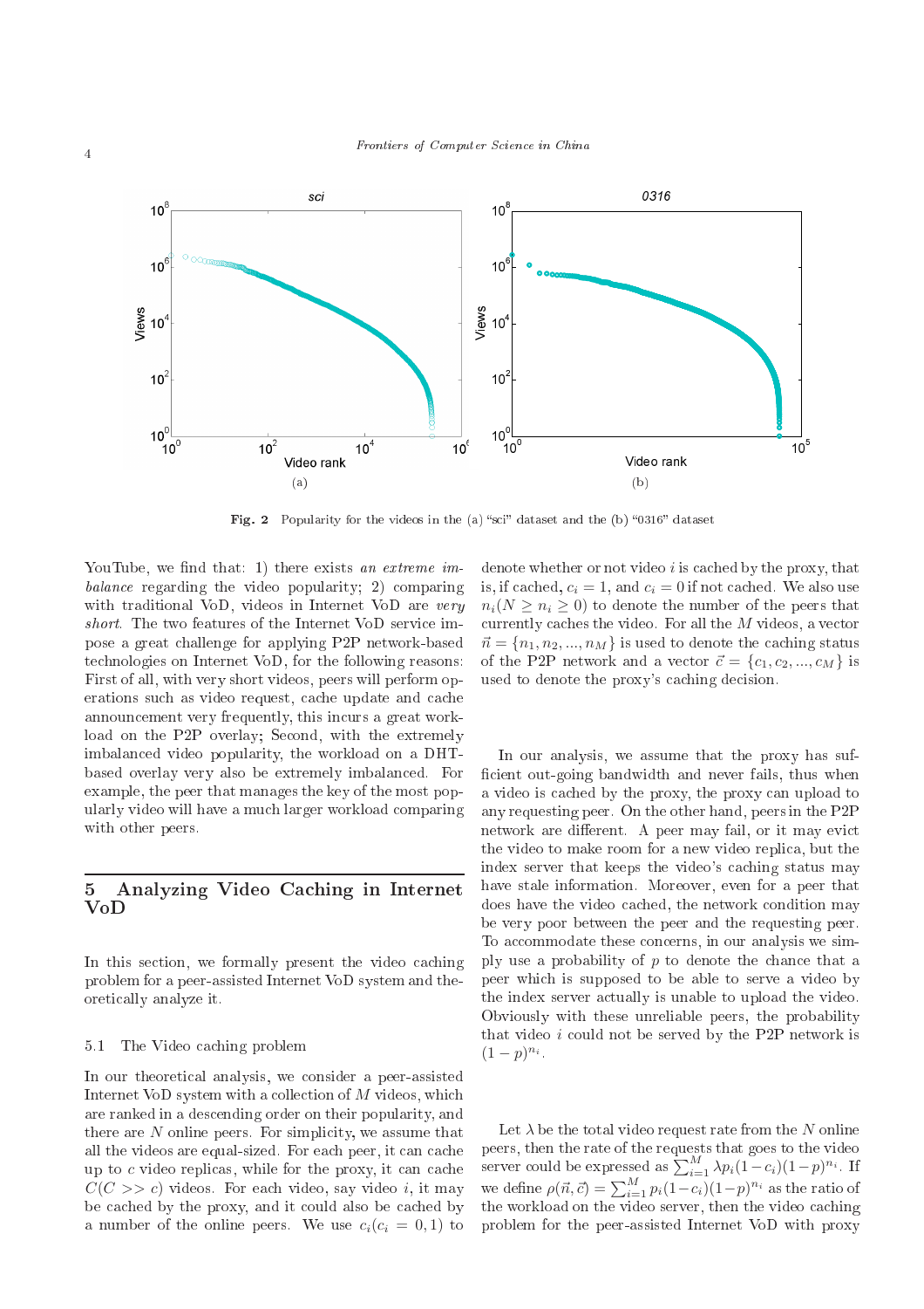Fig. 2 Popularity for the videos in the (a) "sci" dataset and the (b) "0316" dataset

YouTube, we find that: 1) there exists *an extreme imbalance* regarding the video popularity; 2) comparing with traditional VoD, videos in Internet VoD are *very short*. The two features of the Internet VoD service impose a great challenge for applying P2P network-based technologies on Internet VoD, for the following reasons: First of all, with very short videos, peers will perform operations such as video request, cache update and cache announcement very frequently, this incurs a great workload on the P2P overlay; Second, with the extremely imbalanced video popularity, the workload on a DHT-based overlay very also be extremely imbalanced. For example, the peer that manages the key of the most popularly video will have a much larger workload comparing with other peers.

## 5 Analyzing Video Caching in Internet VoD

In this section, we formally present the video caching problem for a peer-assisted Internet VoD system and theoretically analyze it.

### 5.1 The Video caching problem

In our theoretical analysis, we consider a peer-assisted Internet VoD system with a collection of $M$ videos, which are ranked in a descending order on their popularity, and there are $N$ online peers. For simplicity, we assume that all the videos are equal-sized. For each peer, it can cache up to $c$ video replicas, while for the proxy, it can cache $C(C >> c)$ videos. For each video, say video $i$, it may be cached by the proxy, and it could also be cached by a number of the online peers. We use $c_i(c_i = 0, 1)$ to denote whether or not video $i$ is cached by the proxy, that is, if cached, $c_i = 1$, and $c_i = 0$ if not cached. We also use $n_i(N \geq n_i \geq 0)$ to denote the number of the peers that currently caches the video. For all the $M$ videos, a vector $\vec{n} = \{n_1, n_2, ..., n_M\}$ is used to denote the caching status of the P2P network and a vector $\vec{c} = \{c_1, c_2, ..., c_M\}$ is used to denote the proxy's caching decision.

In our analysis, we assume that the proxy has sufficient out-going bandwidth and never fails, thus when a video is cached by the proxy, the proxy can upload to any requesting peer. On the other hand, peers in the P2P network are different. A peer may fail, or it may evict the video to make room for a new video replica, but the index server that keeps the video's caching status may have stale information. Moreover, even for a peer that does have the video cached, the network condition may be very poor between the peer and the requesting peer. To accommodate these concerns, in our analysis we simply use a probability of $p$ to denote the chance that a peer which is supposed to be able to serve a video by the index server actually is unable to upload the video. Obviously with these unreliable peers, the probability that video $i$ could not be served by the P2P network is $(1-p)^{n_i}$.

Let $\lambda$ be the total video request rate from the $N$ online peers, then the rate of the requests that goes to the video server could be expressed as $\sum_{i=1}^{M} \lambda p_i(1-c_i)(1-p)^{n_i}$. If we define $\rho(\vec{n}, \vec{c}) = \sum_{i=1}^{M} p_i(1-c_i)(1-p)^{n_i}$ as the ratio of the workload on the video server, then the video caching problem for the peer-assisted Internet VoD with proxy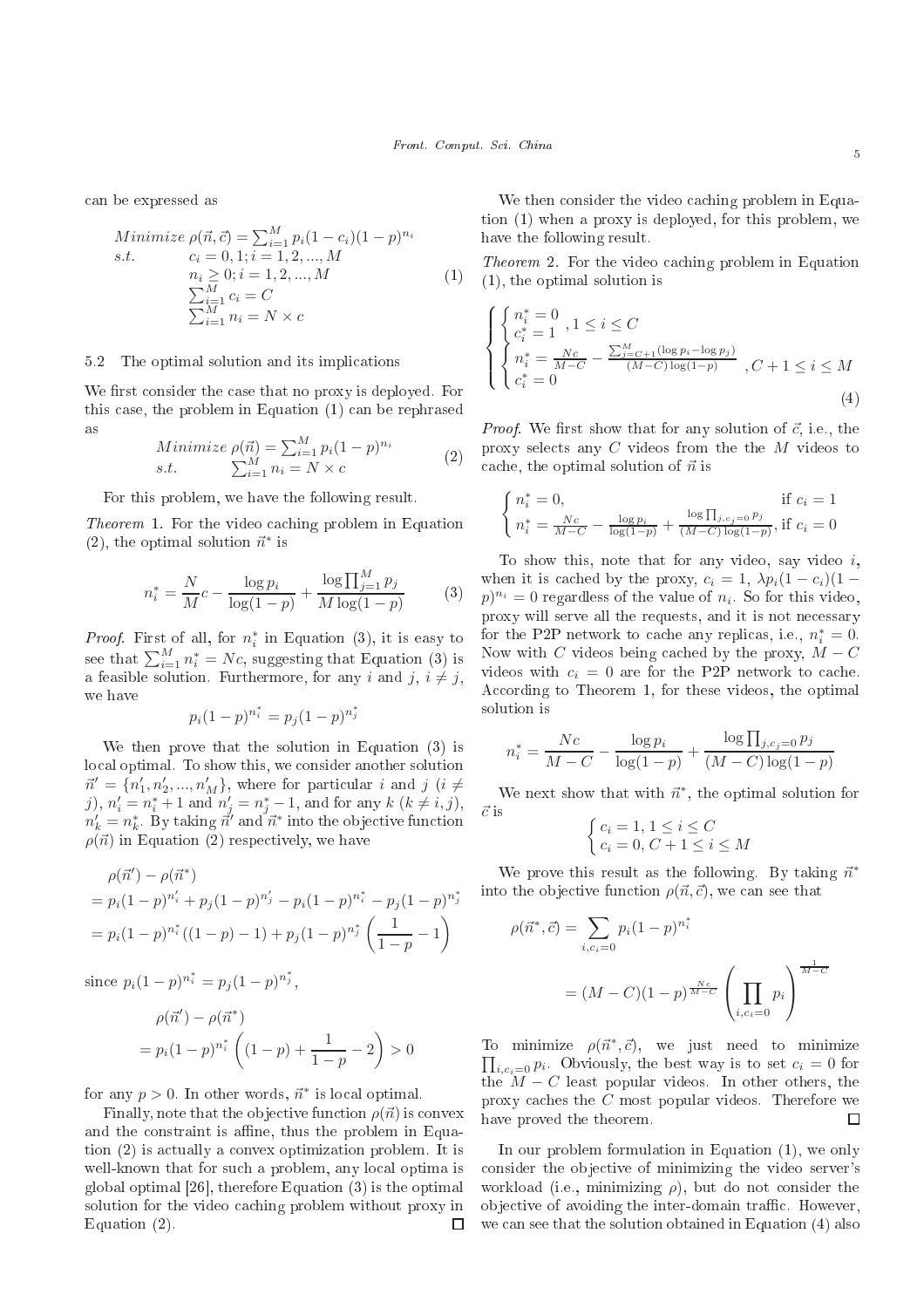can be expressed as

$$\begin{aligned}
&Minimize \ \rho(\vec{n},\vec{c}) = \textstyle\sum_{i=1}^{M} p_i(1-c_i)(1-p)^{n_i} \\
&s.t. \qquad c_i = 0,1; i = 1,2,...,M \\
&\qquad\qquad n_i \geq 0; i = 1,2,...,M \\
&\qquad\qquad \textstyle\sum_{i=1}^{M} c_i = C \\
&\qquad\qquad \textstyle\sum_{i=1}^{M} n_i = N \times c
\end{aligned} \tag{1}$$

### 5.2 The optimal solution and its implications

We first consider the case that no proxy is deployed. For this case, the problem in Equation (1) can be rephrased as

$$\begin{aligned}
&Minimize \ \rho(\vec{n}) = \textstyle\sum_{i=1}^{M} p_i(1-p)^{n_i} \\
&s.t. \qquad \textstyle\sum_{i=1}^{M} n_i = N \times c
\end{aligned} \tag{2}$$

For this problem, we have the following result.

*Theorem* 1. For the video caching problem in Equation (2), the optimal solution $\vec{n}^*$ is

$$n_i^* = \frac{N}{M}c - \frac{\log p_i}{\log(1-p)} + \frac{\log \prod_{j=1}^{M} p_j}{M \log(1-p)} \tag{3}$$

*Proof.* First of all, for $n_i^*$ in Equation (3), it is easy to see that $\sum_{i=1}^{M} n_i^* = Nc$, suggesting that Equation (3) is a feasible solution. Furthermore, for any $i$ and $j$, $i \neq j$, we have

$$p_i(1-p)^{n_i^*} = p_j(1-p)^{n_j^*}$$

We then prove that the solution in Equation (3) is local optimal. To show this, we consider another solution $\vec{n}' = \{n'_1, n'_2, ..., n'_M\}$, where for particular $i$ and $j$ ($i \neq j$), $n'_i = n_i^* + 1$ and $n'_j = n_j^* - 1$, and for any $k$ ($k \neq i, j$), $n'_k = n_k^*$. By taking $\vec{n}'$ and $\vec{n}^*$ into the objective function $\rho(\vec{n})$ in Equation (2) respectively, we have

$$\begin{aligned}
&\rho(\vec{n}') - \rho(\vec{n}^*) \\
&= p_i(1-p)^{n'_i} + p_j(1-p)^{n'_j} - p_i(1-p)^{n_i^*} - p_j(1-p)^{n_j^*} \\
&= p_i(1-p)^{n_i^*}((1-p)-1) + p_j(1-p)^{n_j^*}\left(\frac{1}{1-p} - 1\right)
\end{aligned}$$

since $p_i(1-p)^{n_i^*} = p_j(1-p)^{n_j^*}$,

$$\begin{aligned}
&\rho(\vec{n}') - \rho(\vec{n}^*) \\
&= p_i(1-p)^{n_i^*}\left((1-p) + \frac{1}{1-p} - 2\right) > 0
\end{aligned}$$

for any $p > 0$. In other words, $\vec{n}^*$ is local optimal.

Finally, note that the objective function $\rho(\vec{n})$ is convex and the constraint is affine, thus the problem in Equation (2) is actually a convex optimization problem. It is well-known that for such a problem, any local optima is global optimal [26], therefore Equation (3) is the optimal solution for the video caching problem without proxy in Equation (2). □

We then consider the video caching problem in Equation (1) when a proxy is deployed, for this problem, we have the following result.

*Theorem* 2. For the video caching problem in Equation (1), the optimal solution is

$$\begin{cases}
\begin{cases} n_i^* = 0 \\ c_i^* = 1 \end{cases}, 1 \leq i \leq C \\
\begin{cases} n_i^* = \frac{Nc}{M-C} - \frac{\sum_{j=C+1}^{M}(\log p_i - \log p_j)}{(M-C)\log(1-p)} \\ c_i^* = 0 \end{cases}, C+1 \leq i \leq M
\end{cases} \tag{4}$$

*Proof.* We first show that for any solution of $\vec{c}$, i.e., the proxy selects any $C$ videos from the the $M$ videos to cache, the optimal solution of $\vec{n}$ is

$$\begin{cases}
n_i^* = 0, & \text{if } c_i = 1 \\
n_i^* = \frac{Nc}{M-C} - \frac{\log p_i}{\log(1-p)} + \frac{\log \prod_{j,c_j=0} p_j}{(M-C)\log(1-p)}, & \text{if } c_i = 0
\end{cases}$$

To show this, note that for any video, say video $i$, when it is cached by the proxy, $c_i = 1$, $\lambda p_i(1-c_i)(1-p)^{n_i} = 0$ regardless of the value of $n_i$. So for this video, proxy will serve all the requests, and it is not necessary for the P2P network to cache any replicas, i.e., $n_i^* = 0$. Now with $C$ videos being cached by the proxy, $M - C$ videos with $c_i = 0$ are for the P2P network to cache. According to Theorem 1, for these videos, the optimal solution is

$$n_i^* = \frac{Nc}{M-C} - \frac{\log p_i}{\log(1-p)} + \frac{\log \prod_{j,c_j=0} p_j}{(M-C)\log(1-p)}$$

We next show that with $\vec{n}^*$, the optimal solution for $\vec{c}$ is

$$\begin{cases}
c_i = 1, 1 \leq i \leq C \\
c_i = 0, C+1 \leq i \leq M
\end{cases}$$

We prove this result as the following. By taking $\vec{n}^*$ into the objective function $\rho(\vec{n}, \vec{c})$, we can see that

$$\begin{aligned}
\rho(\vec{n}^*, \vec{c}) &= \sum_{i,c_i=0} p_i(1-p)^{n_i^*} \\
&= (M-C)(1-p)^{\frac{Nc}{M-C}} \left(\prod_{i,c_i=0} p_i\right)^{\frac{1}{M-C}}
\end{aligned}$$

To minimize $\rho(\vec{n}^*, \vec{c})$, we just need to minimize $\prod_{i,c_i=0} p_i$. Obviously, the best way is to set $c_i = 0$ for the $M - C$ least popular videos. In other others, the proxy caches the $C$ most popular videos. Therefore we have proved the theorem. □

In our problem formulation in Equation (1), we only consider the objective of minimizing the video server's workload (i.e., minimizing $\rho$), but do not consider the objective of avoiding the inter-domain traffic. However, we can see that the solution obtained in Equation (4) also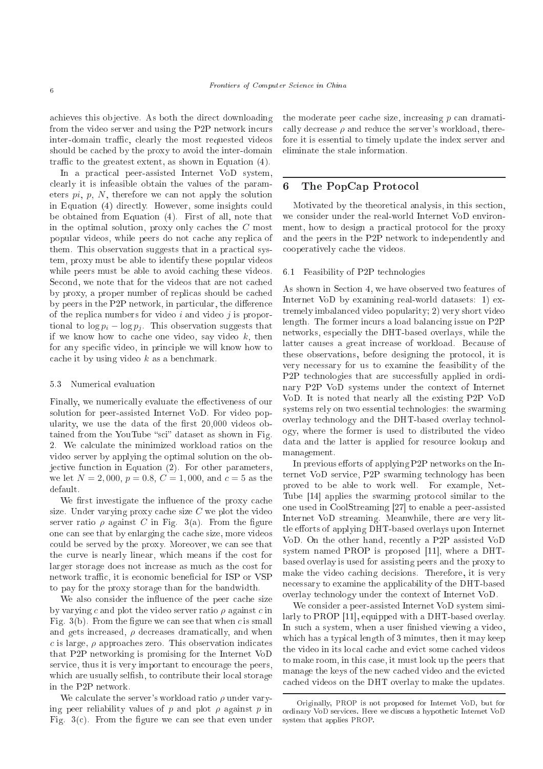achieves this objective. As both the direct downloading from the video server and using the P2P network incurs inter-domain traffic, clearly the most requested videos should be cached by the proxy to avoid the inter-domain traffic to the greatest extent, as shown in Equation (4).

In a practical peer-assisted Internet VoD system, clearly it is infeasible obtain the values of the parameters $pi$, $p$, $N$, therefore we can not apply the solution in Equation (4) directly. However, some insights could be obtained from Equation (4). First of all, note that in the optimal solution, proxy only caches the $C$ most popular videos, while peers do not cache any replica of them. This observation suggests that in a practical system, proxy must be able to identify these popular videos while peers must be able to avoid caching these videos. Second, we note that for the videos that are not cached by proxy, a proper number of replicas should be cached by peers in the P2P network, in particular, the difference of the replica numbers for video $i$ and video $j$ is proportional to $\log p_i - \log p_j$. This observation suggests that if we know how to cache one video, say video $k$, then for any specific video, in principle we will know how to cache it by using video $k$ as a benchmark.

### 5.3 Numerical evaluation

Finally, we numerically evaluate the effectiveness of our solution for peer-assisted Internet VoD. For video popularity, we use the data of the first 20,000 videos obtained from the YouTube "sci" dataset as shown in Fig. 2. We calculate the minimized workload ratios on the video server by applying the optimal solution on the objective function in Equation (2). For other parameters, we let $N = 2,000$, $p = 0.8$, $C = 1,000$, and $c = 5$ as the default.

We first investigate the influence of the proxy cache size. Under varying proxy cache size $C$ we plot the video server ratio $\rho$ against $C$ in Fig. 3(a). From the figure one can see that by enlarging the cache size, more videos could be served by the proxy. Moreover, we can see that the curve is nearly linear, which means if the cost for larger storage does not increase as much as the cost for network traffic, it is economic beneficial for ISP or VSP to pay for the proxy storage than for the bandwidth.

We also consider the influence of the peer cache size by varying $c$ and plot the video server ratio $\rho$ against $c$ in Fig. 3(b). From the figure we can see that when $c$ is small and gets increased, $\rho$ decreases dramatically, and when $c$ is large, $\rho$ approaches zero. This observation indicates that P2P networking is promising for the Internet VoD service, thus it is very important to encourage the peers, which are usually selfish, to contribute their local storage in the P2P network.

We calculate the server's workload ratio $\rho$ under varying peer reliability values of $p$ and plot $\rho$ against $p$ in Fig. 3(c). From the figure we can see that even under the moderate peer cache size, increasing $p$ can dramatically decrease $\rho$ and reduce the server's workload, therefore it is essential to timely update the index server and eliminate the stale information.

## 6 The PopCap Protocol

Motivated by the theoretical analysis, in this section, we consider under the real-world Internet VoD environment, how to design a practical protocol for the proxy and the peers in the P2P network to independently and cooperatively cache the videos.

### 6.1 Feasibility of P2P technologies

As shown in Section 4, we have observed two features of Internet VoD by examining real-world datasets: 1) extremely imbalanced video popularity; 2) very short video length. The former incurs a load balancing issue on P2P networks, especially the DHT-based overlays, while the latter causes a great increase of workload. Because of these observations, before designing the protocol, it is very necessary for us to examine the feasibility of the P2P technologies that are successfully applied in ordinary P2P VoD systems under the context of Internet VoD. It is noted that nearly all the existing P2P VoD systems rely on two essential technologies: the swarming overlay technology and the DHT-based overlay technology, where the former is used to distributed the video data and the latter is applied for resource lookup and management.

In previous efforts of applying P2P networks on the Internet VoD service, P2P swarming technology has been proved to be able to work well. For example, NetTube [14] applies the swarming protocol similar to the one used in CoolStreaming [27] to enable a peer-assisted Internet VoD streaming. Meanwhile, there are very little efforts of applying DHT-based overlays upon Internet VoD. On the other hand, recently a P2P assisted VoD system named PROP is proposed [11], where a DHT-based overlay is used for assisting peers and the proxy to make the video caching decisions. Therefore, it is very necessary to examine the applicability of the DHT-based overlay technology under the context of Internet VoD.

We consider a peer-assisted Internet VoD system similarly to PROP [11], equipped with a DHT-based overlay. In such a system, when a user finished viewing a video, which has a typical length of 3 minutes, then it may keep the video in its local cache and evict some cached videos to make room, in this case, it must look up the peers that manage the keys of the new cached video and the evicted cached videos on the DHT overlay to make the updates.

Originally, PROP is not proposed for Internet VoD, but for ordinary VoD services. Here we discuss a hypothetic Internet VoD system that applies PROP.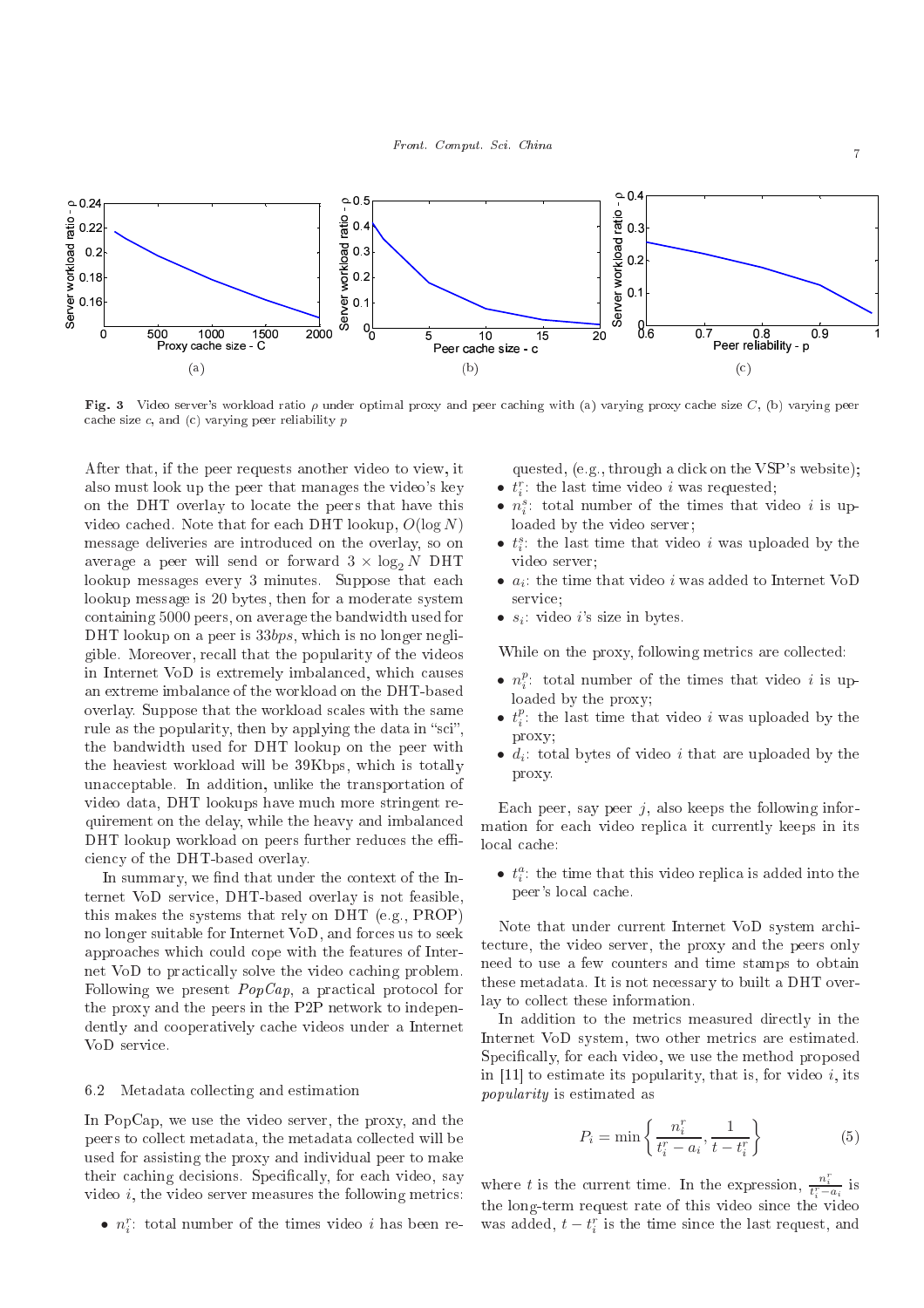**Fig. 3** Video server's workload ratio $\rho$ under optimal proxy and peer caching with (a) varying proxy cache size $C$, (b) varying peer cache size $c$, and (c) varying peer reliability $p$

After that, if the peer requests another video to view, it also must look up the peer that manages the video's key on the DHT overlay to locate the peers that have this video cached. Note that for each DHT lookup, $O(\log N)$ message deliveries are introduced on the overlay, so on average a peer will send or forward $3 \times \log_2 N$ DHT lookup messages every 3 minutes. Suppose that each lookup message is 20 bytes, then for a moderate system containing 5000 peers, on average the bandwidth used for DHT lookup on a peer is 33*bps*, which is no longer negligible. Moreover, recall that the popularity of the videos in Internet VoD is extremely imbalanced, which causes an extreme imbalance of the workload on the DHT-based overlay. Suppose that the workload scales with the same rule as the popularity, then by applying the data in "sci", the bandwidth used for DHT lookup on the peer with the heaviest workload will be 39Kbps, which is totally unacceptable. In addition, unlike the transportation of video data, DHT lookups have much more stringent requirement on the delay, while the heavy and imbalanced DHT lookup workload on peers further reduces the efficiency of the DHT-based overlay.

In summary, we find that under the context of the Internet VoD service, DHT-based overlay is not feasible, this makes the systems that rely on DHT (e.g., PROP) no longer suitable for Internet VoD, and forces us to seek approaches which could cope with the features of Internet VoD to practically solve the video caching problem. Following we present *PopCap*, a practical protocol for the proxy and the peers in the P2P network to independently and cooperatively cache videos under a Internet VoD service.

### 6.2 Metadata collecting and estimation

In PopCap, we use the video server, the proxy, and the peers to collect metadata, the metadata collected will be used for assisting the proxy and individual peer to make their caching decisions. Specifically, for each video, say video $i$, the video server measures the following metrics:

- $n_i^r$: total number of the times video $i$ has been requested, (e.g., through a click on the VSP's website);
- $t_i^r$: the last time video $i$ was requested;
- $n_i^s$: total number of the times that video $i$ is uploaded by the video server;
- $t_i^s$: the last time that video $i$ was uploaded by the video server;
- $a_i$: the time that video $i$ was added to Internet VoD service;
- $s_i$: video $i$'s size in bytes.

While on the proxy, following metrics are collected:

- $n_i^p$: total number of the times that video $i$ is uploaded by the proxy;
- $t_i^p$: the last time that video $i$ was uploaded by the proxy;
- $d_i$: total bytes of video $i$ that are uploaded by the proxy.

Each peer, say peer $j$, also keeps the following information for each video replica it currently keeps in its local cache:

- $t_i^a$: the time that this video replica is added into the peer's local cache.

Note that under current Internet VoD system architecture, the video server, the proxy and the peers only need to use a few counters and time stamps to obtain these metadata. It is not necessary to built a DHT overlay to collect these information.

In addition to the metrics measured directly in the Internet VoD system, two other metrics are estimated. Specifically, for each video, we use the method proposed in [11] to estimate its popularity, that is, for video $i$, its *popularity* is estimated as

$$P_i = \min\left\{\frac{n_i^r}{t_i^r - a_i}, \frac{1}{t - t_i^r}\right\} \tag{5}$$

where $t$ is the current time. In the expression, $\frac{n_i^r}{t_i^r - a_i}$ is the long-term request rate of this video since the video was added, $t - t_i^r$ is the time since the last request, and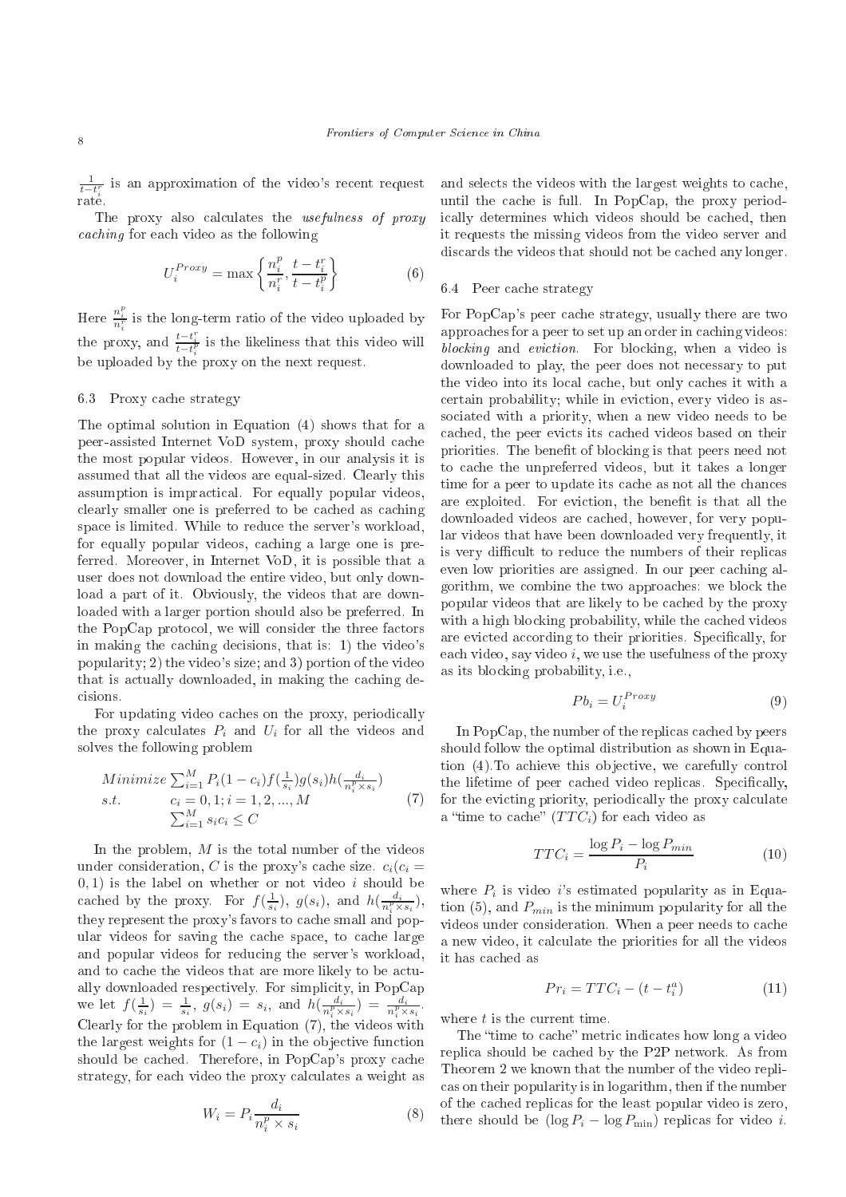$\frac{1}{t-t_i^r}$ is an approximation of the video's recent request rate.

The proxy also calculates the *usefulness of proxy caching* for each video as the following

$$U_i^{Proxy} = \max\left\{\frac{n_i^p}{n_i^r}, \frac{t-t_i^r}{t-t_i^p}\right\} \tag{6}$$

Here $\frac{n_i^p}{n_i^r}$ is the long-term ratio of the video uploaded by the proxy, and $\frac{t-t_i^r}{t-t_i^p}$ is the likeliness that this video will be uploaded by the proxy on the next request.

### 6.3 Proxy cache strategy

The optimal solution in Equation (4) shows that for a peer-assisted Internet VoD system, proxy should cache the most popular videos. However, in our analysis it is assumed that all the videos are equal-sized. Clearly this assumption is impractical. For equally popular videos, clearly smaller one is preferred to be cached as caching space is limited. While to reduce the server's workload, for equally popular videos, caching a large one is preferred. Moreover, in Internet VoD, it is possible that a user does not download the entire video, but only download a part of it. Obviously, the videos that are downloaded with a larger portion should also be preferred. In the PopCap protocol, we will consider the three factors in making the caching decisions, that is: 1) the video's popularity; 2) the video's size; and 3) portion of the video that is actually downloaded, in making the caching decisions.

For updating video caches on the proxy, periodically the proxy calculates $P_i$ and $U_i$ for all the videos and solves the following problem

$$\begin{array}{ll} Minimize & \sum_{i=1}^{M} P_i(1-c_i) f(\frac{1}{s_i}) g(s_i) h(\frac{d_i}{n_i^p \times s_i}) \\ s.t. & c_i = 0,1; i = 1,2,...,M \\ & \sum_{i=1}^{M} s_i c_i \leq C \end{array} \tag{7}$$

In the problem, $M$ is the total number of the videos under consideration, $C$ is the proxy's cache size. $c_i (c_i = 0, 1)$ is the label on whether or not video $i$ should be cached by the proxy. For $f(\frac{1}{s_i})$, $g(s_i)$, and $h(\frac{d_i}{n_i^p \times s_i})$, they represent the proxy's favors to cache small and popular videos for saving the cache space, to cache large and popular videos for reducing the server's workload, and to cache the videos that are more likely to be actually downloaded respectively. For simplicity, in PopCap we let $f(\frac{1}{s_i}) = \frac{1}{s_i}$, $g(s_i) = s_i$, and $h(\frac{d_i}{n_i^p \times s_i}) = \frac{d_i}{n_i^p \times s_i}$. Clearly for the problem in Equation (7), the videos with the largest weights for $(1 - c_i)$ in the objective function should be cached. Therefore, in PopCap's proxy cache strategy, for each video the proxy calculates a weight as

$$W_i = P_i \frac{d_i}{n_i^p \times s_i} \tag{8}$$

and selects the videos with the largest weights to cache, until the cache is full. In PopCap, the proxy periodically determines which videos should be cached, then it requests the missing videos from the video server and discards the videos that should not be cached any longer.

### 6.4 Peer cache strategy

For PopCap's peer cache strategy, usually there are two approaches for a peer to set up an order in caching videos: *blocking* and *eviction*. For blocking, when a video is downloaded to play, the peer does not necessary to put the video into its local cache, but only caches it with a certain probability; while in eviction, every video is associated with a priority, when a new video needs to be cached, the peer evicts its cached videos based on their priorities. The benefit of blocking is that peers need not to cache the unpreferred videos, but it takes a longer time for a peer to update its cache as not all the chances are exploited. For eviction, the benefit is that all the downloaded videos are cached, however, for very popular videos that have been downloaded very frequently, it is very difficult to reduce the numbers of their replicas even low priorities are assigned. In our peer caching algorithm, we combine the two approaches: we block the popular videos that are likely to be cached by the proxy with a high blocking probability, while the cached videos are evicted according to their priorities. Specifically, for each video, say video $i$, we use the usefulness of the proxy as its blocking probability, i.e.,

$$Pb_i = U_i^{Proxy} \tag{9}$$

In PopCap, the number of the replicas cached by peers should follow the optimal distribution as shown in Equation (4).To achieve this objective, we carefully control the lifetime of peer cached video replicas. Specifically, for the evicting priority, periodically the proxy calculate a "time to cache" ($TTC_i$) for each video as

$$TTC_i = \frac{\log P_i - \log P_{min}}{P_i} \tag{10}$$

where $P_i$ is video $i$'s estimated popularity as in Equation (5), and $P_{min}$ is the minimum popularity for all the videos under consideration. When a peer needs to cache a new video, it calculate the priorities for all the videos it has cached as

$$Pr_i = TTC_i - (t - t_i^a) \tag{11}$$

where $t$ is the current time.

The "time to cache" metric indicates how long a video replica should be cached by the P2P network. As from Theorem 2 we known that the number of the video replicas on their popularity is in logarithm, then if the number of the cached replicas for the least popular video is zero, there should be $(\log P_i - \log P_{\min})$ replicas for video $i$.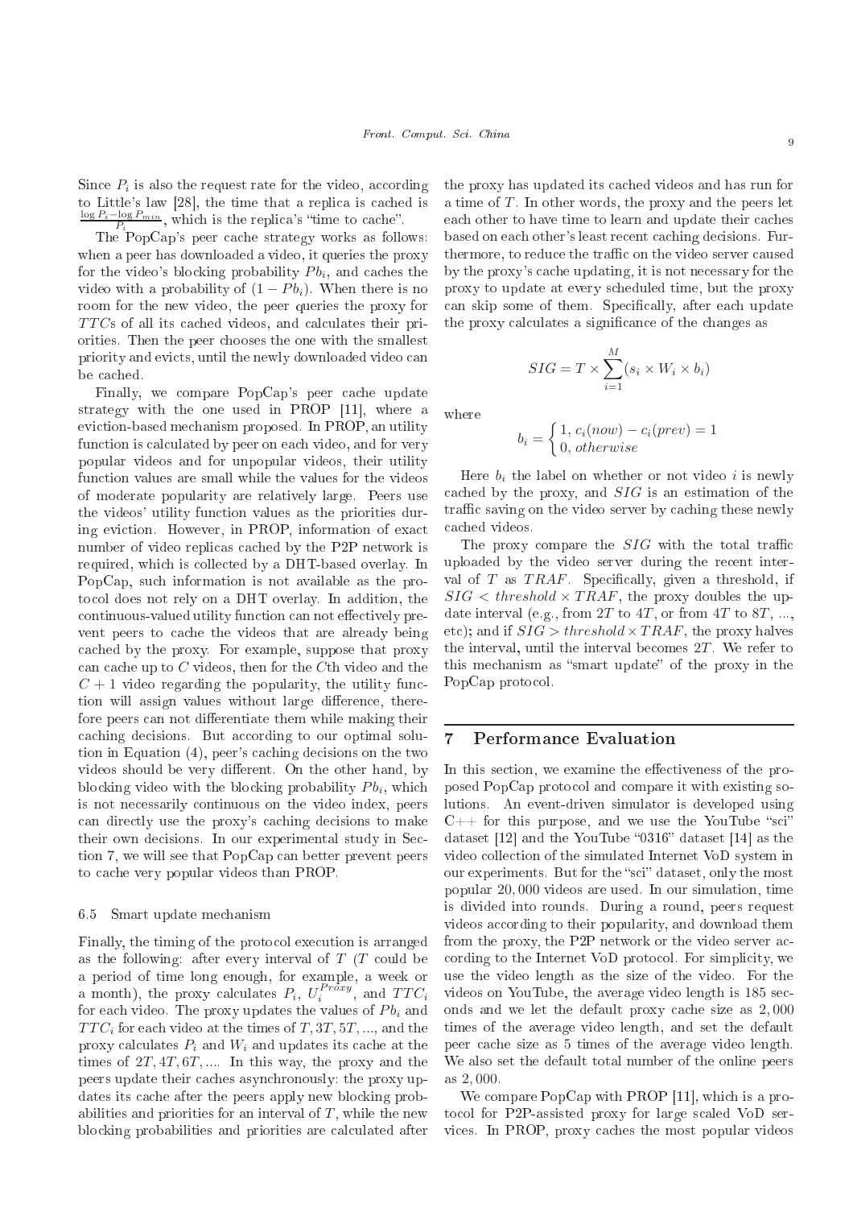Since $P_i$ is also the request rate for the video, according to Little's law [28], the time that a replica is cached is $\frac{\log P_i - \log P_{min}}{P_i}$, which is the replica's "time to cache".

The PopCap's peer cache strategy works as follows: when a peer has downloaded a video, it queries the proxy for the video's blocking probability $Pb_i$, and caches the video with a probability of $(1 - Pb_i)$. When there is no room for the new video, the peer queries the proxy for $TTC$s of all its cached videos, and calculates their priorities. Then the peer chooses the one with the smallest priority and evicts, until the newly downloaded video can be cached.

Finally, we compare PopCap's peer cache update strategy with the one used in PROP [11], where a eviction-based mechanism proposed. In PROP, an utility function is calculated by peer on each video, and for very popular videos and for unpopular videos, their utility function values are small while the values for the videos of moderate popularity are relatively large. Peers use the videos' utility function values as the priorities during eviction. However, in PROP, information of exact number of video replicas cached by the P2P network is required, which is collected by a DHT-based overlay. In PopCap, such information is not available as the protocol does not rely on a DHT overlay. In addition, the continuous-valued utility function can not effectively prevent peers to cache the videos that are already being cached by the proxy. For example, suppose that proxy can cache up to $C$ videos, then for the $C$th video and the $C + 1$ video regarding the popularity, the utility function will assign values without large difference, therefore peers can not differentiate them while making their caching decisions. But according to our optimal solution in Equation (4), peer's caching decisions on the two videos should be very different. On the other hand, by blocking video with the blocking probability $Pb_i$, which is not necessarily continuous on the video index, peers can directly use the proxy's caching decisions to make their own decisions. In our experimental study in Section 7, we will see that PopCap can better prevent peers to cache very popular videos than PROP.

### 6.5 Smart update mechanism

Finally, the timing of the protocol execution is arranged as the following: after every interval of $T$ ($T$ could be a period of time long enough, for example, a week or a month), the proxy calculates $P_i$, $U_i^{Proxy}$, and $TTC_i$ for each video. The proxy updates the values of $Pb_i$ and $TTC_i$ for each video at the times of $T, 3T, 5T, ...$, and the proxy calculates $P_i$ and $W_i$ and updates its cache at the times of $2T, 4T, 6T, ....$ In this way, the proxy and the peers update their caches asynchronously: the proxy updates its cache after the peers apply new blocking probabilities and priorities for an interval of $T$, while the new blocking probabilities and priorities are calculated after the proxy has updated its cached videos and has run for a time of $T$. In other words, the proxy and the peers let each other to have time to learn and update their caches based on each other's least recent caching decisions. Furthermore, to reduce the traffic on the video server caused by the proxy's cache updating, it is not necessary for the proxy to update at every scheduled time, but the proxy can skip some of them. Specifically, after each update the proxy calculates a significance of the changes as

$$SIG = T \times \sum_{i=1}^{M} (s_i \times W_i \times b_i)$$

where

$$b_i = \begin{cases} 1, & c_i(now) - c_i(prev) = 1 \\ 0, & otherwise \end{cases}$$

Here $b_i$ the label on whether or not video $i$ is newly cached by the proxy, and $SIG$ is an estimation of the traffic saving on the video server by caching these newly cached videos.

The proxy compare the $SIG$ with the total traffic uploaded by the video server during the recent interval of $T$ as $TRAF$. Specifically, given a threshold, if $SIG < threshold \times TRAF$, the proxy doubles the update interval (e.g., from $2T$ to $4T$, or from $4T$ to $8T$, ..., etc); and if $SIG > threshold \times TRAF$, the proxy halves the interval, until the interval becomes $2T$. We refer to this mechanism as "smart update" of the proxy in the PopCap protocol.

## 7 Performance Evaluation

In this section, we examine the effectiveness of the proposed PopCap protocol and compare it with existing solutions. An event-driven simulator is developed using C++ for this purpose, and we use the YouTube "sci" dataset [12] and the YouTube "0316" dataset [14] as the video collection of the simulated Internet VoD system in our experiments. But for the "sci" dataset, only the most popular 20,000 videos are used. In our simulation, time is divided into rounds. During a round, peers request videos according to their popularity, and download them from the proxy, the P2P network or the video server according to the Internet VoD protocol. For simplicity, we use the video length as the size of the video. For the videos on YouTube, the average video length is 185 seconds and we let the default proxy cache size as 2,000 times of the average video length, and set the default peer cache size as 5 times of the average video length. We also set the default total number of the online peers as 2,000.

We compare PopCap with PROP [11], which is a protocol for P2P-assisted proxy for large scaled VoD services. In PROP, proxy caches the most popular videos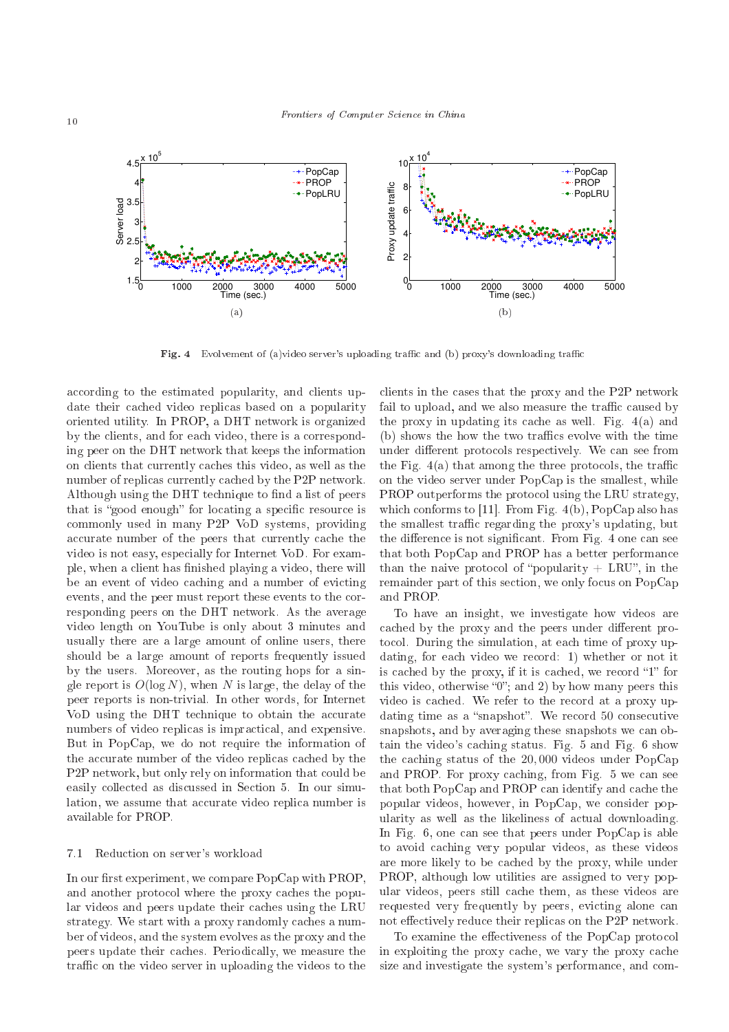Fig. 4 Evolvement of (a)video server's uploading traffic and (b) proxy's downloading traffic

according to the estimated popularity, and clients update their cached video replicas based on a popularity oriented utility. In PROP, a DHT network is organized by the clients, and for each video, there is a corresponding peer on the DHT network that keeps the information on clients that currently caches this video, as well as the number of replicas currently cached by the P2P network. Although using the DHT technique to find a list of peers that is "good enough" for locating a specific resource is commonly used in many P2P VoD systems, providing accurate number of the peers that currently cache the video is not easy, especially for Internet VoD. For example, when a client has finished playing a video, there will be an event of video caching and a number of evicting events, and the peer must report these events to the corresponding peers on the DHT network. As the average video length on YouTube is only about 3 minutes and usually there are a large amount of online users, there should be a large amount of reports frequently issued by the users. Moreover, as the routing hops for a single report is $O(\log N)$, when $N$ is large, the delay of the peer reports is non-trivial. In other words, for Internet VoD using the DHT technique to obtain the accurate numbers of video replicas is impractical, and expensive. But in PopCap, we do not require the information of the accurate number of the video replicas cached by the P2P network, but only rely on information that could be easily collected as discussed in Section 5. In our simulation, we assume that accurate video replica number is available for PROP.

### 7.1 Reduction on server's workload

In our first experiment, we compare PopCap with PROP, and another protocol where the proxy caches the popular videos and peers update their caches using the LRU strategy. We start with a proxy randomly caches a number of videos, and the system evolves as the proxy and the peers update their caches. Periodically, we measure the traffic on the video server in uploading the videos to the clients in the cases that the proxy and the P2P network fail to upload, and we also measure the traffic caused by the proxy in updating its cache as well. Fig. 4(a) and (b) shows the how the two traffics evolve with the time under different protocols respectively. We can see from the Fig. 4(a) that among the three protocols, the traffic on the video server under PopCap is the smallest, while PROP outperforms the protocol using the LRU strategy, which conforms to [11]. From Fig. 4(b), PopCap also has the smallest traffic regarding the proxy's updating, but the difference is not significant. From Fig. 4 one can see that both PopCap and PROP has a better performance than the naive protocol of "popularity + LRU", in the remainder part of this section, we only focus on PopCap and PROP.

To have an insight, we investigate how videos are cached by the proxy and the peers under different protocol. During the simulation, at each time of proxy updating, for each video we record: 1) whether or not it is cached by the proxy, if it is cached, we record "1" for this video, otherwise "0"; and 2) by how many peers this video is cached. We refer to the record at a proxy updating time as a "snapshot". We record 50 consecutive snapshots, and by averaging these snapshots we can obtain the video's caching status. Fig. 5 and Fig. 6 show the caching status of the 20,000 videos under PopCap and PROP. For proxy caching, from Fig. 5 we can see that both PopCap and PROP can identify and cache the popular videos, however, in PopCap, we consider popularity as well as the likeliness of actual downloading. In Fig. 6, one can see that peers under PopCap is able to avoid caching very popular videos, as these videos are more likely to be cached by the proxy, while under PROP, although low utilities are assigned to very popular videos, peers still cache them, as these videos are requested very frequently by peers, evicting alone can not effectively reduce their replicas on the P2P network.

To examine the effectiveness of the PopCap protocol in exploiting the proxy cache, we vary the proxy cache size and investigate the system's performance, and com-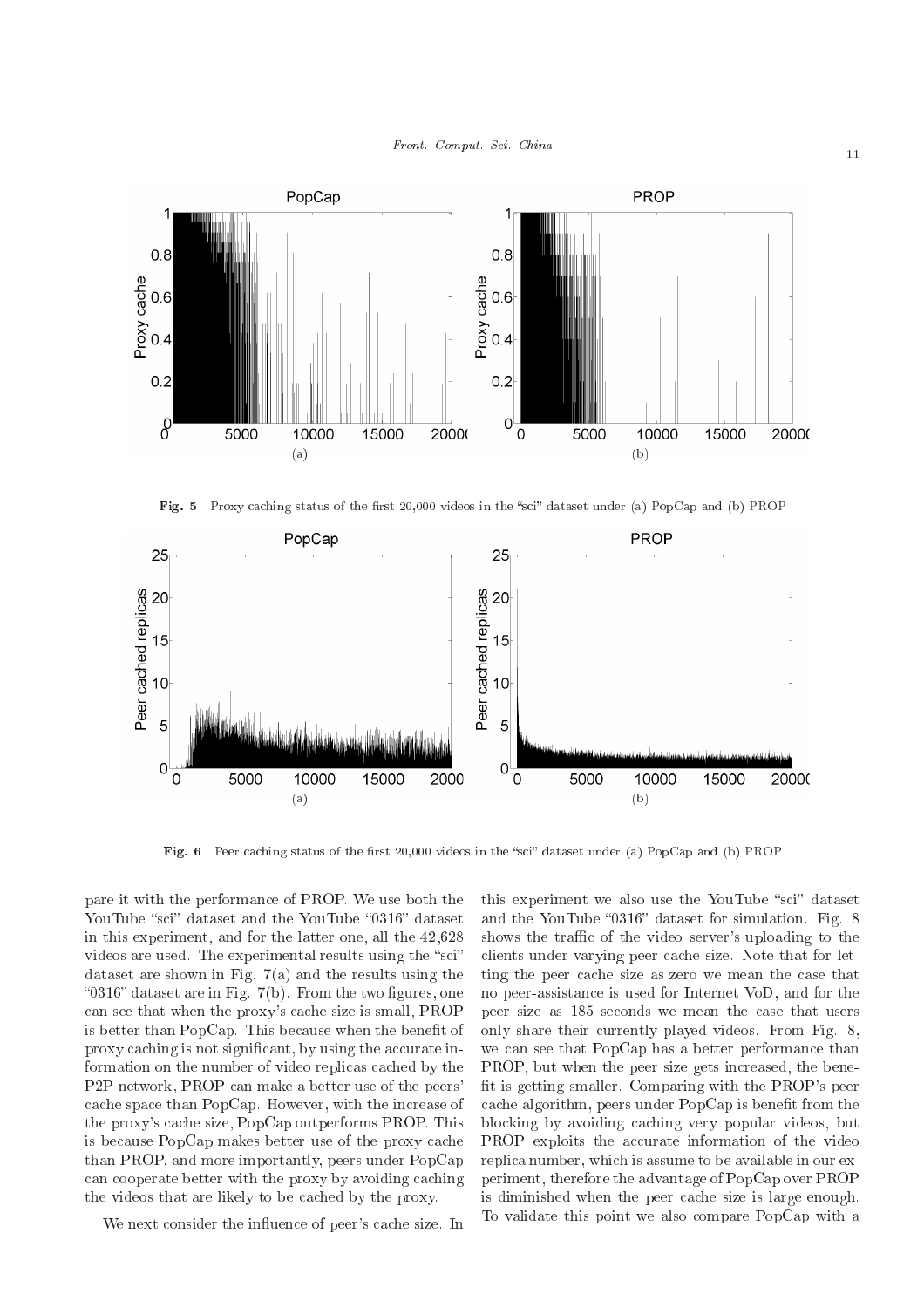Fig. 5 Proxy caching status of the first 20,000 videos in the "sci" dataset under (a) PopCap and (b) PROP

Fig. 6 Peer caching status of the first 20,000 videos in the "sci" dataset under (a) PopCap and (b) PROP

pare it with the performance of PROP. We use both the YouTube "sci" dataset and the YouTube "0316" dataset in this experiment, and for the latter one, all the 42,628 videos are used. The experimental results using the "sci" dataset are shown in Fig. 7(a) and the results using the "0316" dataset are in Fig. 7(b). From the two figures, one can see that when the proxy's cache size is small, PROP is better than PopCap. This because when the benefit of proxy caching is not significant, by using the accurate information on the number of video replicas cached by the P2P network, PROP can make a better use of the peers' cache space than PopCap. However, with the increase of the proxy's cache size, PopCap outperforms PROP. This is because PopCap makes better use of the proxy cache than PROP, and more importantly, peers under PopCap can cooperate better with the proxy by avoiding caching the videos that are likely to be cached by the proxy.

We next consider the influence of peer's cache size. In this experiment we also use the YouTube "sci" dataset and the YouTube "0316" dataset for simulation. Fig. 8 shows the traffic of the video server's uploading to the clients under varying peer cache size. Note that for letting the peer cache size as zero we mean the case that no peer-assistance is used for Internet VoD, and for the peer size as 185 seconds we mean the case that users only share their currently played videos. From Fig. 8, we can see that PopCap has a better performance than PROP, but when the peer size gets increased, the benefit is getting smaller. Comparing with the PROP's peer cache algorithm, peers under PopCap is benefit from the blocking by avoiding caching very popular videos, but PROP exploits the accurate information of the video replica number, which is assume to be available in our experiment, therefore the advantage of PopCap over PROP is diminished when the peer cache size is large enough. To validate this point we also compare PopCap with a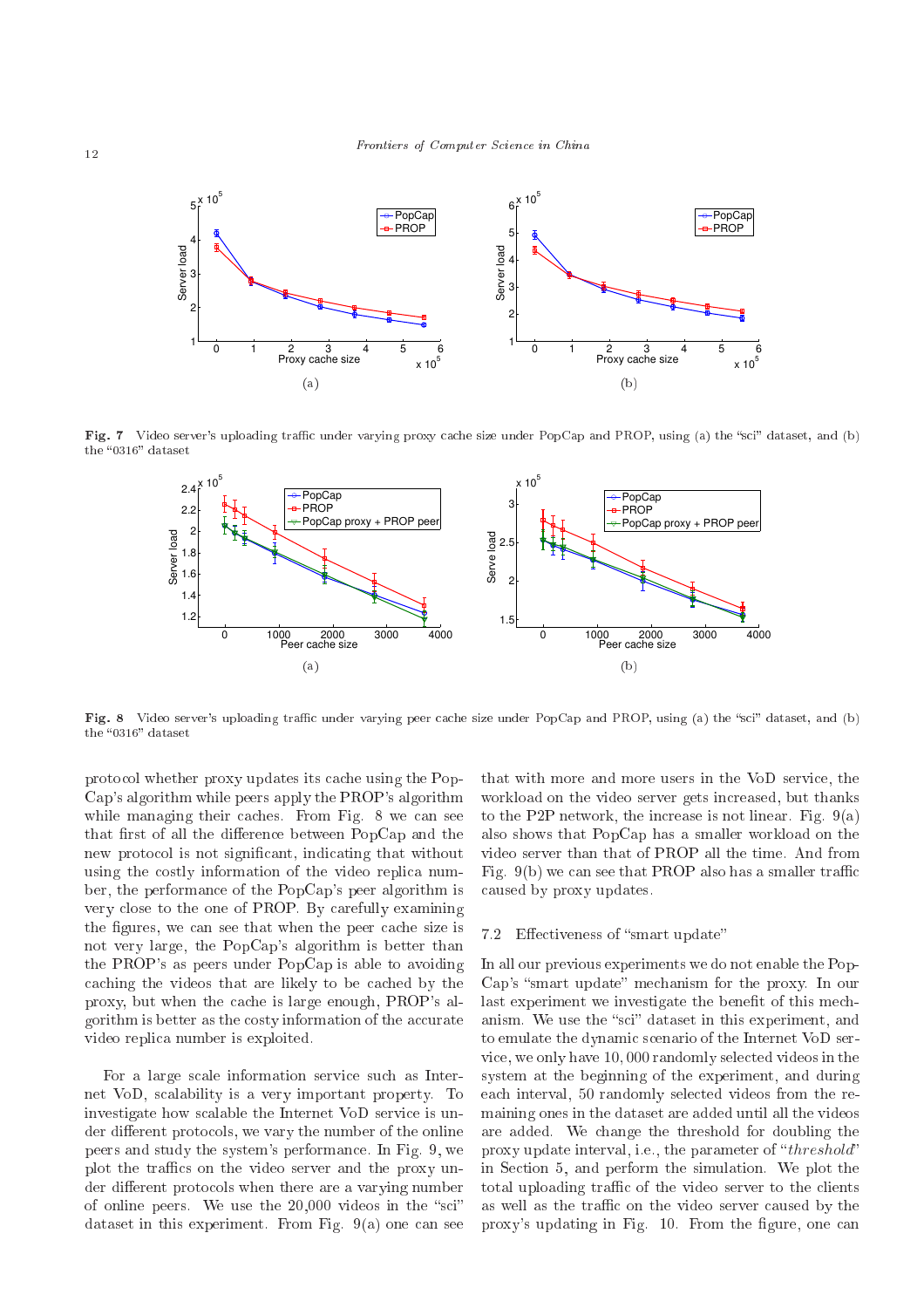**Fig. 7** Video server's uploading traffic under varying proxy cache size under PopCap and PROP, using (a) the "sci" dataset, and (b) the "0316" dataset

**Fig. 8** Video server's uploading traffic under varying peer cache size under PopCap and PROP, using (a) the "sci" dataset, and (b) the "0316" dataset

protocol whether proxy updates its cache using the PopCap's algorithm while peers apply the PROP's algorithm while managing their caches. From Fig. 8 we can see that first of all the difference between PopCap and the new protocol is not significant, indicating that without using the costly information of the video replica number, the performance of the PopCap's peer algorithm is very close to the one of PROP. By carefully examining the figures, we can see that when the peer cache size is not very large, the PopCap's algorithm is better than the PROP's as peers under PopCap is able to avoiding caching the videos that are likely to be cached by the proxy, but when the cache is large enough, PROP's algorithm is better as the costy information of the accurate video replica number is exploited.

For a large scale information service such as Internet VoD, scalability is a very important property. To investigate how scalable the Internet VoD service is under different protocols, we vary the number of the online peers and study the system's performance. In Fig. 9, we plot the traffics on the video server and the proxy under different protocols when there are a varying number of online peers. We use the 20,000 videos in the "sci" dataset in this experiment. From Fig. 9(a) one can see that with more and more users in the VoD service, the workload on the video server gets increased, but thanks to the P2P network, the increase is not linear. Fig. 9(a) also shows that PopCap has a smaller workload on the video server than that of PROP all the time. And from Fig. 9(b) we can see that PROP also has a smaller traffic caused by proxy updates.

## 7.2 Effectiveness of "smart update"

In all our previous experiments we do not enable the PopCap's "smart update" mechanism for the proxy. In our last experiment we investigate the benefit of this mechanism. We use the "sci" dataset in this experiment, and to emulate the dynamic scenario of the Internet VoD service, we only have 10,000 randomly selected videos in the system at the beginning of the experiment, and during each interval, 50 randomly selected videos from the remaining ones in the dataset are added until all the videos are added. We change the threshold for doubling the proxy update interval, i.e., the parameter of "*threshold*" in Section 5, and perform the simulation. We plot the total uploading traffic of the video server to the clients as well as the traffic on the video server caused by the proxy's updating in Fig. 10. From the figure, one can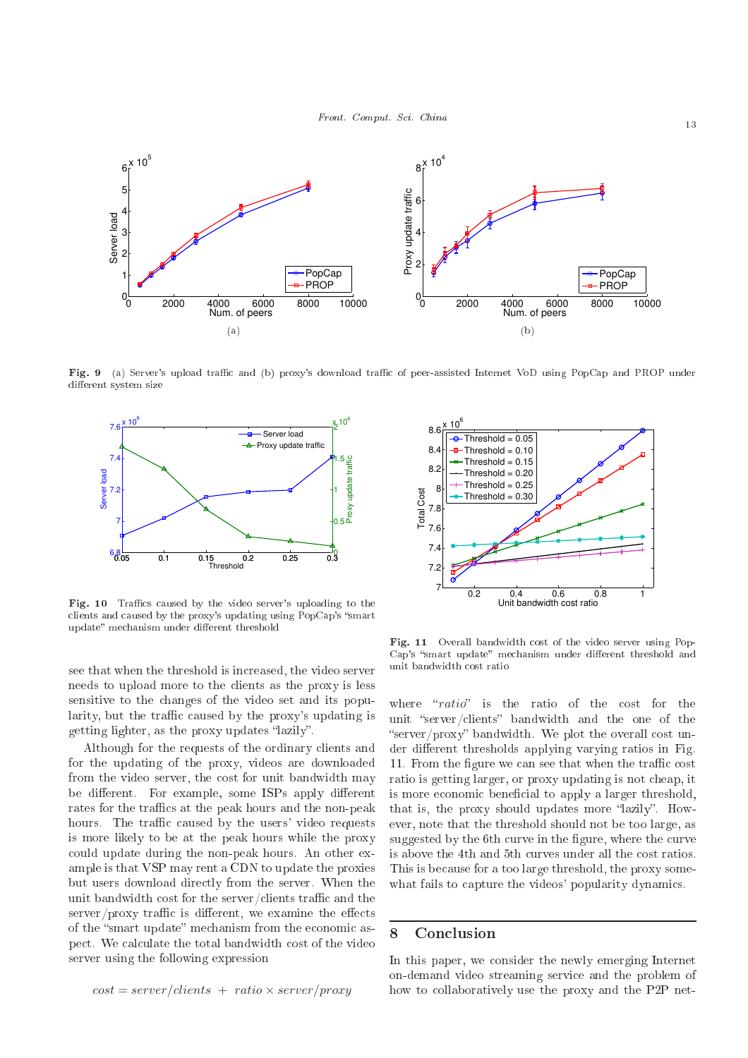Fig. 9 (a) Server's upload traffic and (b) proxy's download traffic of peer-assisted Internet VoD using PopCap and PROP under different system size

Fig. 10 Traffics caused by the video server's uploading to the clients and caused by the proxy's updating using PopCap's "smart update" mechanism under different threshold

Fig. 11 Overall bandwidth cost of the video server using PopCap's "smart update" mechanism under different threshold and unit bandwidth cost ratio

see that when the threshold is increased, the video server needs to upload more to the clients as the proxy is less sensitive to the changes of the video set and its popularity, but the traffic caused by the proxy's updating is getting lighter, as the proxy updates "lazily".

Although for the requests of the ordinary clients and for the updating of the proxy, videos are downloaded from the video server, the cost for unit bandwidth may be different. For example, some ISPs apply different rates for the traffics at the peak hours and the non-peak hours. The traffic caused by the users' video requests is more likely to be at the peak hours while the proxy could update during the non-peak hours. An other example is that VSP may rent a CDN to update the proxies but users download directly from the server. When the unit bandwidth cost for the server/clients traffic and the server/proxy traffic is different, we examine the effects of the "smart update" mechanism from the economic aspect. We calculate the total bandwidth cost of the video server using the following expression

$$cost = server/clients \ + \ ratio \times server/proxy$$

where "*ratio*" is the ratio of the cost for the unit "server/clients" bandwidth and the one of the "server/proxy" bandwidth. We plot the overall cost under different thresholds applying varying ratios in Fig. 11. From the figure we can see that when the traffic cost ratio is getting larger, or proxy updating is not cheap, it is more economic beneficial to apply a larger threshold, that is, the proxy should updates more "lazily". However, note that the threshold should not be too large, as suggested by the 6th curve in the figure, where the curve is above the 4th and 5th curves under all the cost ratios. This is because for a too large threshold, the proxy somewhat fails to capture the videos' popularity dynamics.

## 8 Conclusion

In this paper, we consider the newly emerging Internet on-demand video streaming service and the problem of how to collaboratively use the proxy and the P2P net-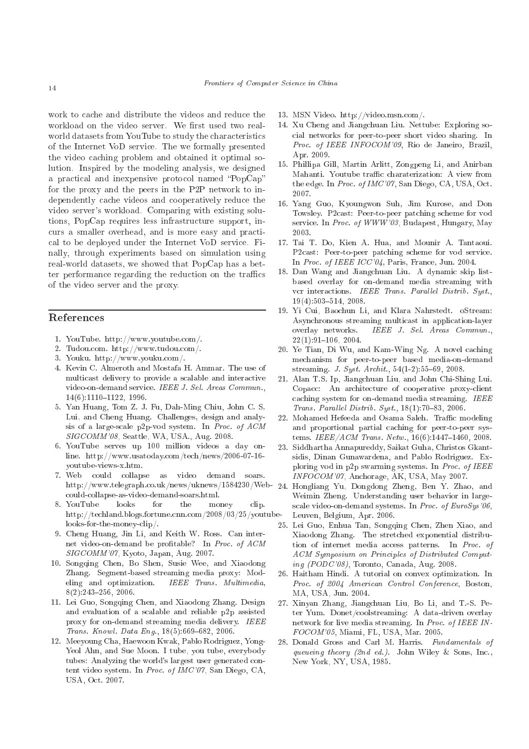work to cache and distribute the videos and reduce the workload on the video server. We first used two real-world datasets from YouTube to study the characteristics of the Internet VoD service. The we formally presented the video caching problem and obtained it optimal solution. Inspired by the modeling analysis, we designed a practical and inexpensive protocol named "PopCap" for the proxy and the peers in the P2P network to independently cache videos and cooperatively reduce the video server's workload. Comparing with existing solutions, PopCap requires less infrastructure support, incurs a smaller overhead, and is more easy and practical to be deployed under the Internet VoD service. Finally, through experiments based on simulation using real-world datasets, we showed that PopCap has a better performance regarding the reduction on the traffics of the video server and the proxy.

## References

1. YouTube. http://www.youtube.com/.
2. Tudou.com. http://www.tudou.com/.
3. Youku. http://www.youku.com/.
4. Kevin C. Almeroth and Mostafa H. Ammar. The use of multicast delivery to provide a scalable and interactive video-on-demand service. *IEEE J. Sel. Areas Commun.*, 14(6):1110–1122, 1996.
5. Yan Huang, Tom Z. J. Fu, Dah-Ming Chiu, John C. S. Lui, and Cheng Huang. Challenges, design and analysis of a large-scale p2p-vod system. In *Proc. of ACM SIGCOMM'08*, Seattle, WA, USA., Aug. 2008.
6. YouTube serves up 100 million videos a day online. http://www.usatoday.com/tech/news/2006-07-16-youtube-views-x.htm.
7. Web could collapse as video demand soars. http://www.telegraph.co.uk/news/uknews/1584230/Web-could-collapse-as-video-demand-soars.html.
8. YouTube looks for the money clip. http://techland.blogs.fortune.cnn.com/2008/03/25/youtube-looks-for-the-money-clip/.
9. Cheng Huang, Jin Li, and Keith W. Ross. Can internet video-on-demand be profitable? In *Proc. of ACM SIGCOMM'07*, Kyoto, Japan, Aug. 2007.
10. Songqing Chen, Bo Shen, Susie Wee, and Xiaodong Zhang. Segment-based streaming media proxy: Modeling and optimization. *IEEE Trans. Multimedia*, 8(2):243–256, 2006.
11. Lei Guo, Songqing Chen, and Xiaodong Zhang. Design and evaluation of a scalable and reliable p2p assisted proxy for on-demand streaming media delivery. *IEEE Trans. Knowl. Data Eng.*, 18(5):669–682, 2006.
12. Meeyoung Cha, Haewoon Kwak, Pablo Rodriguez, Yong-Yeol Ahn, and Sue Moon. I tube, you tube, everybody tubes: Analyzing the world's largest user generated content video system. In *Proc. of IMC'07*, San Diego, CA, USA, Oct. 2007.
13. MSN Video. http://video.msn.com/.
14. Xu Cheng and Jiangchuan Liu. Nettube: Exploring social networks for peer-to-peer short video sharing. In *Proc. of IEEE INFOCOM'09*, Rio de Janeiro, Brazil, Apr. 2009.
15. Phillipa Gill, Martin Arlitt, Zongpeng Li, and Anirban Mahanti. Youtube traffic charaterization: A view from the edge. In *Proc. of IMC'07*, San Diego, CA, USA, Oct. 2007.
16. Yang Guo, Kyoungwon Suh, Jim Kurose, and Don Towsley. P2cast: Peer-to-peer patching scheme for vod service. In *Proc. of WWW'03*, Budapest, Hungary, May 2003.
17. Tai T. Do, Kien A. Hua, and Mounir A. Tantaoui. P2cast: Peer-to-peer patching scheme for vod service. In *Proc. of IEEE ICC'04*, Paris, France, Jun. 2004.
18. Dan Wang and Jiangchuan Liu. A dynamic skip list-based overlay for on-demand media streaming with vcr interactions. *IEEE Trans. Parallel Distrib. Syst.*, 19(4):503–514, 2008.
19. Yi Cui, Baochun Li, and Klara Nahrstedt. oStream: Asynchronous streaming multicast in application-layer overlay networks. *IEEE J. Sel. Areas Commun.*, 22(1):91–106, 2004.
20. Ye Tian, Di Wu, and Kam-Wing Ng. A novel caching mechanism for peer-to-peer based media-on-demand streaming. *J. Syst. Archit.*, 54(1-2):55–69, 2008.
21. Alan T.S. Ip, Jiangchuan Liu, and John Chi-Shing Lui. Copacc: An architecture of cooperative proxy-client caching system for on-demand media streaming. *IEEE Trans. Parallel Distrib. Syst.*, 18(1):70–83, 2006.
22. Mohamed Hefeeda and Osama Saleh. Traffic modeling and proportional partial caching for peer-to-peer systems. *IEEE/ACM Trans. Netw.*, 16(6):1447–1460, 2008.
23. Siddhartha Annapureddy, Saikat Guha, Christos Gkantsidis, Dinan Gunawardena, and Pablo Rodriguez. Exploring vod in p2p swarming systems. In *Proc. of IEEE INFOCOM'07*, Anchorage, AK, USA, May 2007.
24. Hongliang Yu, Dongdong Zheng, Ben Y. Zhao, and Weimin Zheng. Understanding user behavior in large-scale video-on-demand systems. In *Proc. of EuroSys'06*, Leuven, Belgium, Apr. 2006.
25. Lei Guo, Enhua Tan, Songqing Chen, Zhen Xiao, and Xiaodong Zhang. The stretched exponential distribution of internet media access patterns. In *Proc. of ACM Symposium on Principles of Distributed Computing (PODC'08)*, Toronto, Canada, Aug. 2008.
26. Haitham Hindi. A tutorial on convex optimization. In *Proc. of 2004 American Control Conference*, Boston, MA, USA, Jun. 2004.
27. Xinyan Zhang, Jiangchuan Liu, Bo Li, and T.-S. Peter Yum. Donet/coolstreaming: A data-driven overlay network for live media streaming. In *Proc. of IEEE INFOCOM'05*, Miami, FL, USA, Mar. 2005.
28. Donald Gross and Carl M. Harris. *Fundamentals of queueing theory (2nd ed.)*. John Wiley & Sons, Inc., New York, NY, USA, 1985.